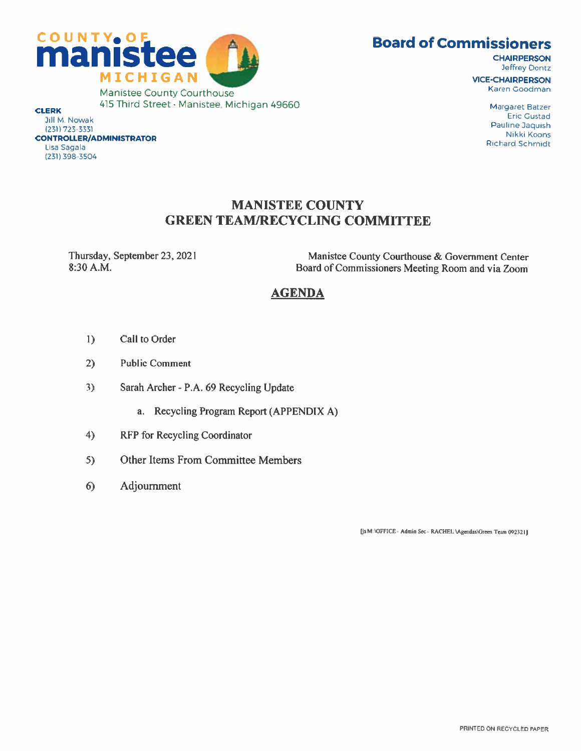COUNTY OF
**manistee**
MICHIGAN

Manistee County Courthouse
415 Third Street · Manistee, Michigan 49660

**CLERK**
Jill M. Nowak
(231) 723-3331

**CONTROLLER/ADMINISTRATOR**
Lisa Sagala
(231) 398-3504

## Board of Commissioners

**CHAIRPERSON**
Jeffrey Dontz

**VICE-CHAIRPERSON**
Karen Goodman

Margaret Batzer
Eric Gustad
Pauline Jaquish
Nikki Koons
Richard Schmidt

# MANISTEE COUNTY
# GREEN TEAM/RECYCLING COMMITTEE

Thursday, September 23, 2021
8:30 A.M.

Manistee County Courthouse & Government Center
Board of Commissioners Meeting Room and via Zoom

## AGENDA

1) Call to Order

2) Public Comment

3) Sarah Archer - P.A. 69 Recycling Update

   a. Recycling Program Report (APPENDIX A)

4) RFP for Recycling Coordinator

5) Other Items From Committee Members

6) Adjournment

[js M:\OFFICE - Admin Sec - RACHEL\Agendas\Green Team 092321]

PRINTED ON RECYCLED PAPER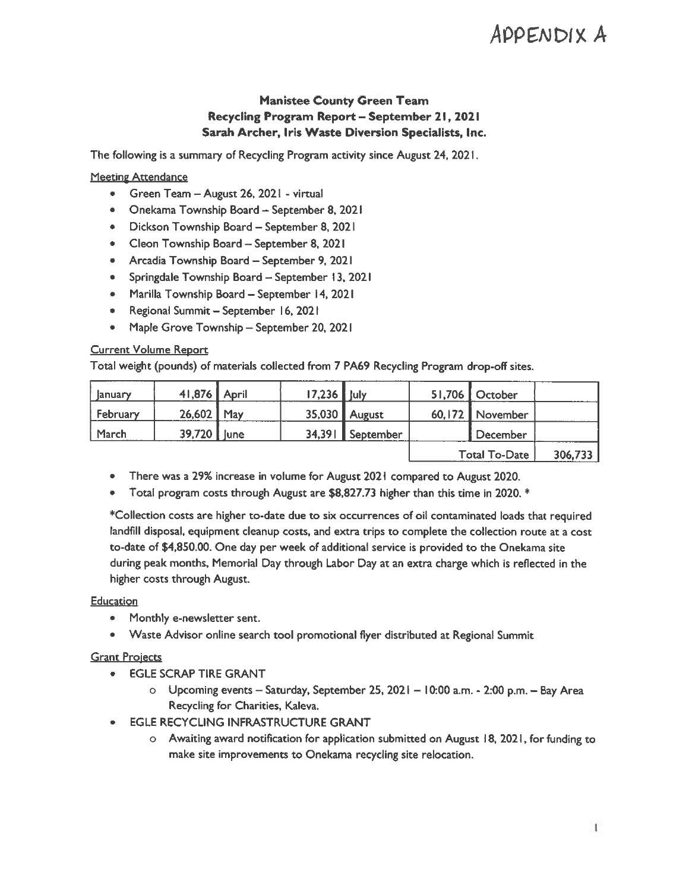# APPENDIX A

**Manistee County Green Team**
**Recycling Program Report – September 21, 2021**
**Sarah Archer, Iris Waste Diversion Specialists, Inc.**

The following is a summary of Recycling Program activity since August 24, 2021.

**Meeting Attendance**

- Green Team – August 26, 2021 - virtual
- Onekama Township Board – September 8, 2021
- Dickson Township Board – September 8, 2021
- Cleon Township Board – September 8, 2021
- Arcadia Township Board – September 9, 2021
- Springdale Township Board – September 13, 2021
- Marilla Township Board – September 14, 2021
- Regional Summit – September 16, 2021
- Maple Grove Township – September 20, 2021

**Current Volume Report**

Total weight (pounds) of materials collected from 7 PA69 Recycling Program drop-off sites.

| January | 41,876 | April | 17,236 | July | 51,706 | October | |
|---|---|---|---|---|---|---|---|
| February | 26,602 | May | 35,030 | August | 60,172 | November | |
| March | 39,720 | June | 34,391 | September | | December | |
| | | | | | | Total To-Date | 306,733 |

- There was a 29% increase in volume for August 2021 compared to August 2020.
- Total program costs through August are $8,827.73 higher than this time in 2020. *

*Collection costs are higher to-date due to six occurrences of oil contaminated loads that required landfill disposal, equipment cleanup costs, and extra trips to complete the collection route at a cost to-date of $4,850.00. One day per week of additional service is provided to the Onekama site during peak months, Memorial Day through Labor Day at an extra charge which is reflected in the higher costs through August.

**Education**

- Monthly e-newsletter sent.
- Waste Advisor online search tool promotional flyer distributed at Regional Summit

**Grant Projects**

- EGLE SCRAP TIRE GRANT
  - Upcoming events – Saturday, September 25, 2021 – 10:00 a.m. - 2:00 p.m. – Bay Area Recycling for Charities, Kaleva.
- EGLE RECYCLING INFRASTRUCTURE GRANT
  - Awaiting award notification for application submitted on August 18, 2021, for funding to make site improvements to Onekama recycling site relocation.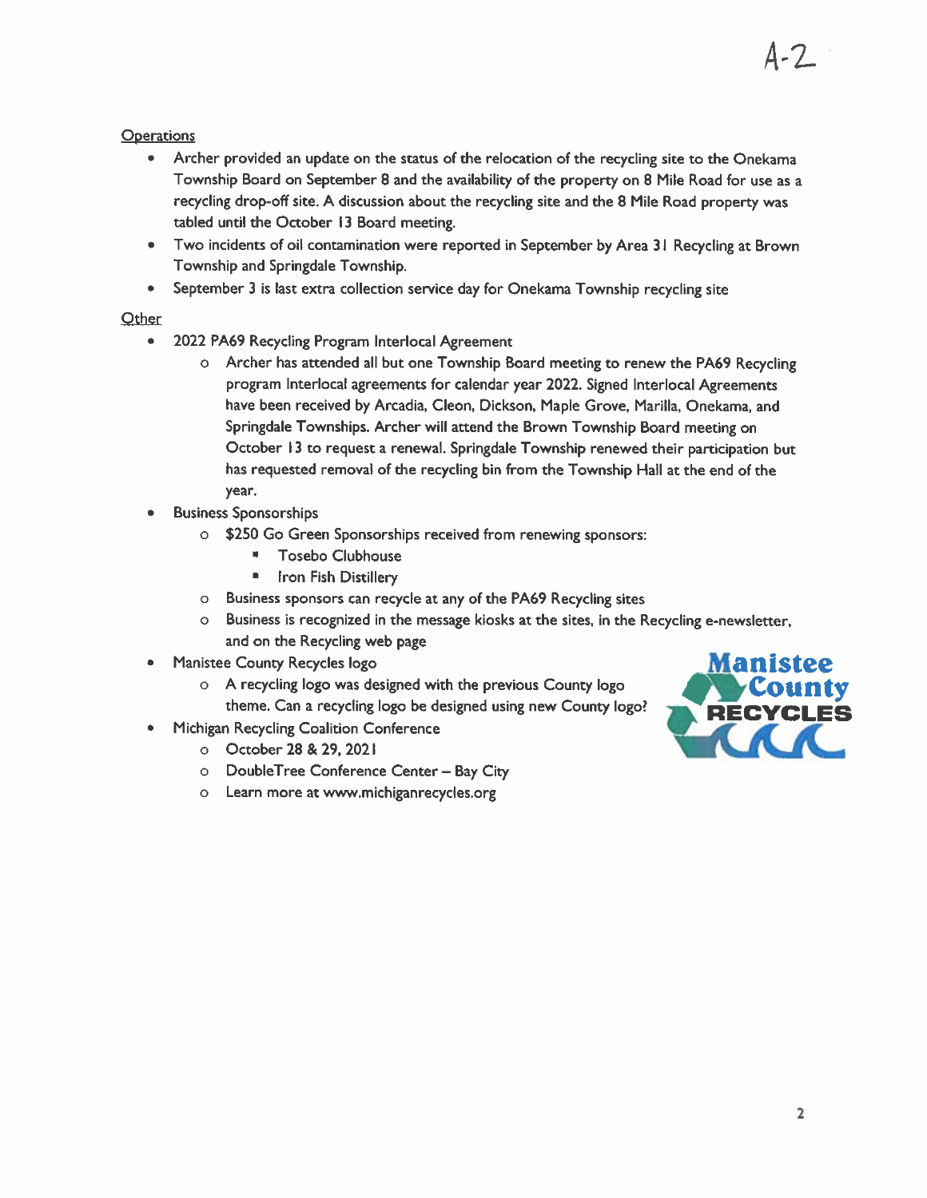A-2

Operations

- Archer provided an update on the status of the relocation of the recycling site to the Onekama Township Board on September 8 and the availability of the property on 8 Mile Road for use as a recycling drop-off site. A discussion about the recycling site and the 8 Mile Road property was tabled until the October 13 Board meeting.
- Two incidents of oil contamination were reported in September by Area 31 Recycling at Brown Township and Springdale Township.
- September 3 is last extra collection service day for Onekama Township recycling site

Other

- 2022 PA69 Recycling Program Interlocal Agreement
  - Archer has attended all but one Township Board meeting to renew the PA69 Recycling program Interlocal agreements for calendar year 2022. Signed Interlocal Agreements have been received by Arcadia, Cleon, Dickson, Maple Grove, Marilla, Onekama, and Springdale Townships. Archer will attend the Brown Township Board meeting on October 13 to request a renewal. Springdale Township renewed their participation but has requested removal of the recycling bin from the Township Hall at the end of the year.
- Business Sponsorships
  - $250 Go Green Sponsorships received from renewing sponsors:
    - Tosebo Clubhouse
    - Iron Fish Distillery
  - Business sponsors can recycle at any of the PA69 Recycling sites
  - Business is recognized in the message kiosks at the sites, in the Recycling e-newsletter, and on the Recycling web page
- Manistee County Recycles logo
  - A recycling logo was designed with the previous County logo theme. Can a recycling logo be designed using new County logo?
- Michigan Recycling Coalition Conference
  - October 28 & 29, 2021
  - DoubleTree Conference Center – Bay City
  - Learn more at www.michiganrecycles.org

Manistee County RECYCLES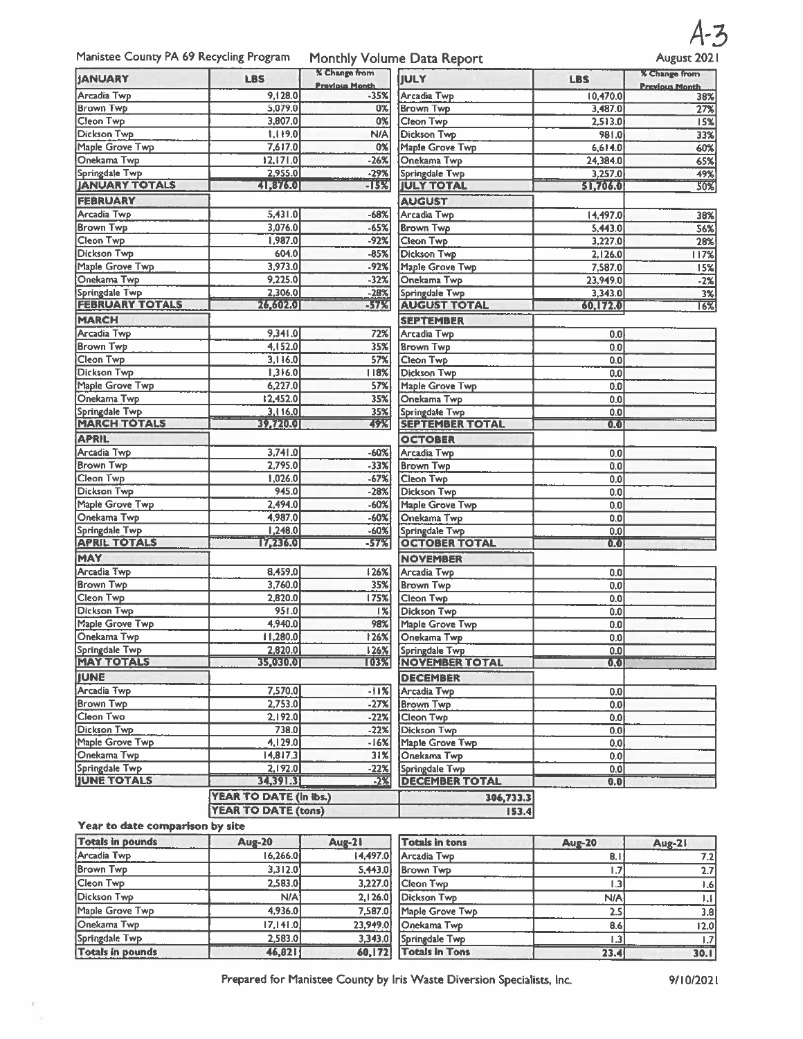A-3

Manistee County PA 69 Recycling Program — Monthly Volume Data Report — August 2021

| JANUARY | LBS | % Change from Previous Month |
|---|---|---|
| Arcadia Twp | 9,128.0 | -35% |
| Brown Twp | 5,079.0 | 0% |
| Cleon Twp | 3,807.0 | 0% |
| Dickson Twp | 1,119.0 | N/A |
| Maple Grove Twp | 7,617.0 | 0% |
| Onekama Twp | 12,171.0 | -26% |
| Springdale Twp | 2,955.0 | -29% |
| **JANUARY TOTALS** | **41,876.0** | **-15%** |
| **FEBRUARY** | | |
| Arcadia Twp | 5,431.0 | -68% |
| Brown Twp | 3,076.0 | -65% |
| Cleon Twp | 1,987.0 | -92% |
| Dickson Twp | 604.0 | -85% |
| Maple Grove Twp | 3,973.0 | -92% |
| Onekama Twp | 9,225.0 | -32% |
| Springdale Twp | 2,306.0 | -28% |
| **FEBRUARY TOTALS** | **26,602.0** | **-57%** |
| **MARCH** | | |
| Arcadia Twp | 9,341.0 | 72% |
| Brown Twp | 4,152.0 | 35% |
| Cleon Twp | 3,116.0 | 57% |
| Dickson Twp | 1,316.0 | 118% |
| Maple Grove Twp | 6,227.0 | 57% |
| Onekama Twp | 12,452.0 | 35% |
| Springdale Twp | 3,116.0 | 35% |
| **MARCH TOTALS** | **39,720.0** | **49%** |
| **APRIL** | | |
| Arcadia Twp | 3,741.0 | -60% |
| Brown Twp | 2,795.0 | -33% |
| Cleon Twp | 1,026.0 | -67% |
| Dickson Twp | 945.0 | -28% |
| Maple Grove Twp | 2,494.0 | -60% |
| Onekama Twp | 4,987.0 | -60% |
| Springdale Twp | 1,248.0 | -60% |
| **APRIL TOTALS** | **17,236.0** | **-57%** |
| **MAY** | | |
| Arcadia Twp | 8,459.0 | 126% |
| Brown Twp | 3,760.0 | 35% |
| Cleon Twp | 2,820.0 | 175% |
| Dickson Twp | 951.0 | 1% |
| Maple Grove Twp | 4,940.0 | 98% |
| Onekama Twp | 11,280.0 | 126% |
| Springdale Twp | 2,820.0 | 126% |
| **MAY TOTALS** | **35,030.0** | **103%** |
| **JUNE** | | |
| Arcadia Twp | 7,570.0 | -11% |
| Brown Twp | 2,753.0 | -27% |
| Cleon Two | 2,192.0 | -22% |
| Dickson Twp | 738.0 | -22% |
| Maple Grove Twp | 4,129.0 | -16% |
| Onekama Twp | 14,817.3 | 31% |
| Springdale Twp | 2,192.0 | -22% |
| **JUNE TOTALS** | **34,391.3** | **-2%** |

| JULY | LBS | % Change from Previous Month |
|---|---|---|
| Arcadia Twp | 10,470.0 | 38% |
| Brown Twp | 3,487.0 | 27% |
| Cleon Twp | 2,513.0 | 15% |
| Dickson Twp | 981.0 | 33% |
| Maple Grove Twp | 6,614.0 | 60% |
| Onekama Twp | 24,384.0 | 65% |
| Springdale Twp | 3,257.0 | 49% |
| **JULY TOTAL** | **51,706.0** | **50%** |
| **AUGUST** | | |
| Arcadia Twp | 14,497.0 | 38% |
| Brown Twp | 5,443.0 | 56% |
| Cleon Twp | 3,227.0 | 28% |
| Dickson Twp | 2,126.0 | 117% |
| Maple Grove Twp | 7,587.0 | 15% |
| Onekama Twp | 23,949.0 | -2% |
| Springdale Twp | 3,343.0 | 3% |
| **AUGUST TOTAL** | **60,172.0** | **16%** |
| **SEPTEMBER** | | |
| Arcadia Twp | 0.0 | |
| Brown Twp | 0.0 | |
| Cleon Twp | 0.0 | |
| Dickson Twp | 0.0 | |
| Maple Grove Twp | 0.0 | |
| Onekama Twp | 0.0 | |
| Springdale Twp | 0.0 | |
| **SEPTEMBER TOTAL** | **0.0** | |
| **OCTOBER** | | |
| Arcadia Twp | 0.0 | |
| Brown Twp | 0.0 | |
| Cleon Twp | 0.0 | |
| Dickson Twp | 0.0 | |
| Maple Grove Twp | 0.0 | |
| Onekama Twp | 0.0 | |
| Springdale Twp | 0.0 | |
| **OCTOBER TOTAL** | **0.0** | |
| **NOVEMBER** | | |
| Arcadia Twp | 0.0 | |
| Brown Twp | 0.0 | |
| Cleon Twp | 0.0 | |
| Dickson Twp | 0.0 | |
| Maple Grove Twp | 0.0 | |
| Onekama Twp | 0.0 | |
| Springdale Twp | 0.0 | |
| **NOVEMBER TOTAL** | **0.0** | |
| **DECEMBER** | | |
| Arcadia Twp | 0.0 | |
| Brown Twp | 0.0 | |
| Cleon Twp | 0.0 | |
| Dickson Twp | 0.0 | |
| Maple Grove Twp | 0.0 | |
| Onekama Twp | 0.0 | |
| Springdale Twp | 0.0 | |
| **DECEMBER TOTAL** | **0.0** | |

| | |
|---|---|
| **YEAR TO DATE (in lbs.)** | 306,733.3 |
| **YEAR TO DATE (tons)** | 153.4 |

**Year to date comparison by site**

| Totals in pounds | Aug-20 | Aug-21 |
|---|---|---|
| Arcadia Twp | 16,266.0 | 14,497.0 |
| Brown Twp | 3,312.0 | 5,443.0 |
| Cleon Twp | 2,583.0 | 3,227.0 |
| Dickson Twp | N/A | 2,126.0 |
| Maple Grove Twp | 4,936.0 | 7,587.0 |
| Onekama Twp | 17,141.0 | 23,949.0 |
| Springdale Twp | 2,583.0 | 3,343.0 |
| **Totals in pounds** | **46,821** | **60,172** |

| Totals in tons | Aug-20 | Aug-21 |
|---|---|---|
| Arcadia Twp | 8.1 | 7.2 |
| Brown Twp | 1.7 | 2.7 |
| Cleon Twp | 1.3 | 1.6 |
| Dickson Twp | N/A | 1.1 |
| Maple Grove Twp | 2.5 | 3.8 |
| Onekama Twp | 8.6 | 12.0 |
| Springdale Twp | 1.3 | 1.7 |
| **Totals in Tons** | **23.4** | **30.1** |

Prepared for Manistee County by Iris Waste Diversion Specialists, Inc. 9/10/2021